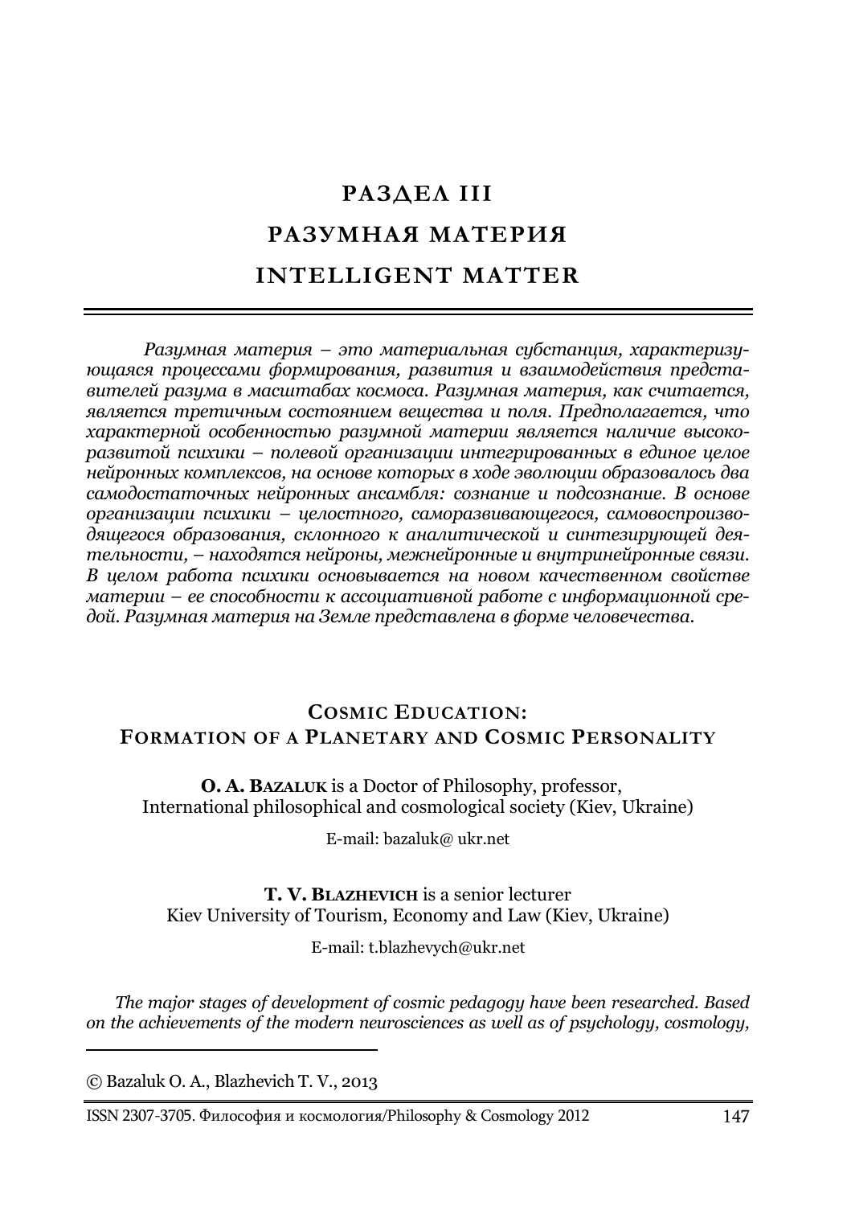# РАЗДЕЛ III
# РАЗУМНАЯ МАТЕРИЯ
# INTELLIGENT MATTER

*Разумная материя – это материальная субстанция, характеризующаяся процессами формирования, развития и взаимодействия представителей разума в масштабах космоса. Разумная материя, как считается, является третичным состоянием вещества и поля. Предполагается, что характерной особенностью разумной материи является наличие высокоразвитой психики – полевой организации интегрированных в единое целое нейронных комплексов, на основе которых в ходе эволюции образовалось два самодостаточных нейронных ансамбля: сознание и подсознание. В основе организации психики – целостного, саморазвивающегося, самовоспроизводящегося образования, склонного к аналитической и синтезирующей деятельности, – находятся нейроны, межнейронные и внутринейронные связи. В целом работа психики основывается на новом качественном свойстве материи – ее способности к ассоциативной работе с информационной средой. Разумная материя на Земле представлена в форме человечества.*

## COSMIC EDUCATION: FORMATION OF A PLANETARY AND COSMIC PERSONALITY

**O. A. BAZALUK** is a Doctor of Philosophy, professor,
International philosophical and cosmological society (Kiev, Ukraine)

E-mail: bazaluk@ ukr.net

**T. V. BLAZHEVICH** is a senior lecturer
Kiev University of Tourism, Economy and Law (Kiev, Ukraine)

E-mail: t.blazhevych@ukr.net

*The major stages of development of cosmic pedagogy have been researched. Based on the achievements of the modern neurosciences as well as of psychology, cosmology,*

© Bazaluk O. A., Blazhevich T. V., 2013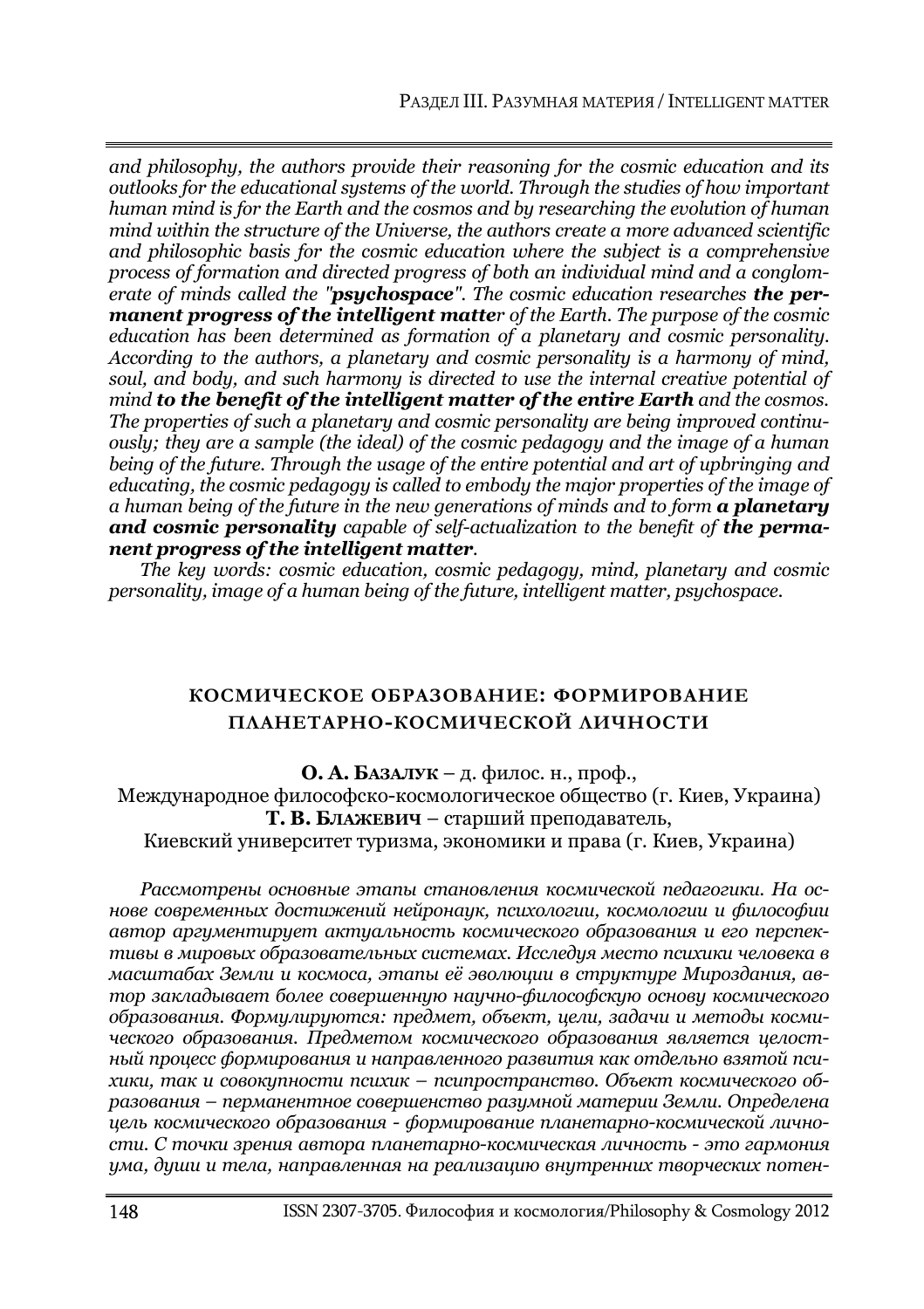*and philosophy, the authors provide their reasoning for the cosmic education and its outlooks for the educational systems of the world. Through the studies of how important human mind is for the Earth and the cosmos and by researching the evolution of human mind within the structure of the Universe, the authors create a more advanced scientific and philosophic basis for the cosmic education where the subject is a comprehensive process of formation and directed progress of both an individual mind and a conglomerate of minds called the "**psychospace**". The cosmic education researches **the permanent progress of the intelligent matte**r of the Earth. The purpose of the cosmic education has been determined as formation of a planetary and cosmic personality. According to the authors, a planetary and cosmic personality is a harmony of mind, soul, and body, and such harmony is directed to use the internal creative potential of mind **to the benefit of the intelligent matter of the entire Earth** and the cosmos. The properties of such a planetary and cosmic personality are being improved continuously; they are a sample (the ideal) of the cosmic pedagogy and the image of a human being of the future. Through the usage of the entire potential and art of upbringing and educating, the cosmic pedagogy is called to embody the major properties of the image of a human being of the future in the new generations of minds and to form **a planetary and cosmic personality** capable of self-actualization to the benefit of **the permanent progress of the intelligent matter**.*

*The key words: cosmic education, cosmic pedagogy, mind, planetary and cosmic personality, image of a human being of the future, intelligent matter, psychospace.*

## КОСМИЧЕСКОЕ ОБРАЗОВАНИЕ: ФОРМИРОВАНИЕ ПЛАНЕТАРНО-КОСМИЧЕСКОЙ ЛИЧНОСТИ

**О. А. Базалук** – д. филос. н., проф.,
Международное философско-космологическое общество (г. Киев, Украина)
**Т. В. Блажевич** – старший преподаватель,
Киевский университет туризма, экономики и права (г. Киев, Украина)

*Рассмотрены основные этапы становления космической педагогики. На основе современных достижений нейронаук, психологии, космологии и философии автор аргументирует актуальность космического образования и его перспективы в мировых образовательных системах. Исследуя место психики человека в масштабах Земли и космоса, этапы её эволюции в структуре Мироздания, автор закладывает более совершенную научно-философскую основу космического образования. Формулируются: предмет, объект, цели, задачи и методы космического образования. Предметом космического образования является целостный процесс формирования и направленного развития как отдельно взятой психики, так и совокупности психик – психопространство. Объект космического образования – перманентное совершенство разумной материи Земли. Определена цель космического образования - формирование планетарно-космической личности. С точки зрения автора планетарно-космическая личность - это гармония ума, души и тела, направленная на реализацию внутренних творческих потен-*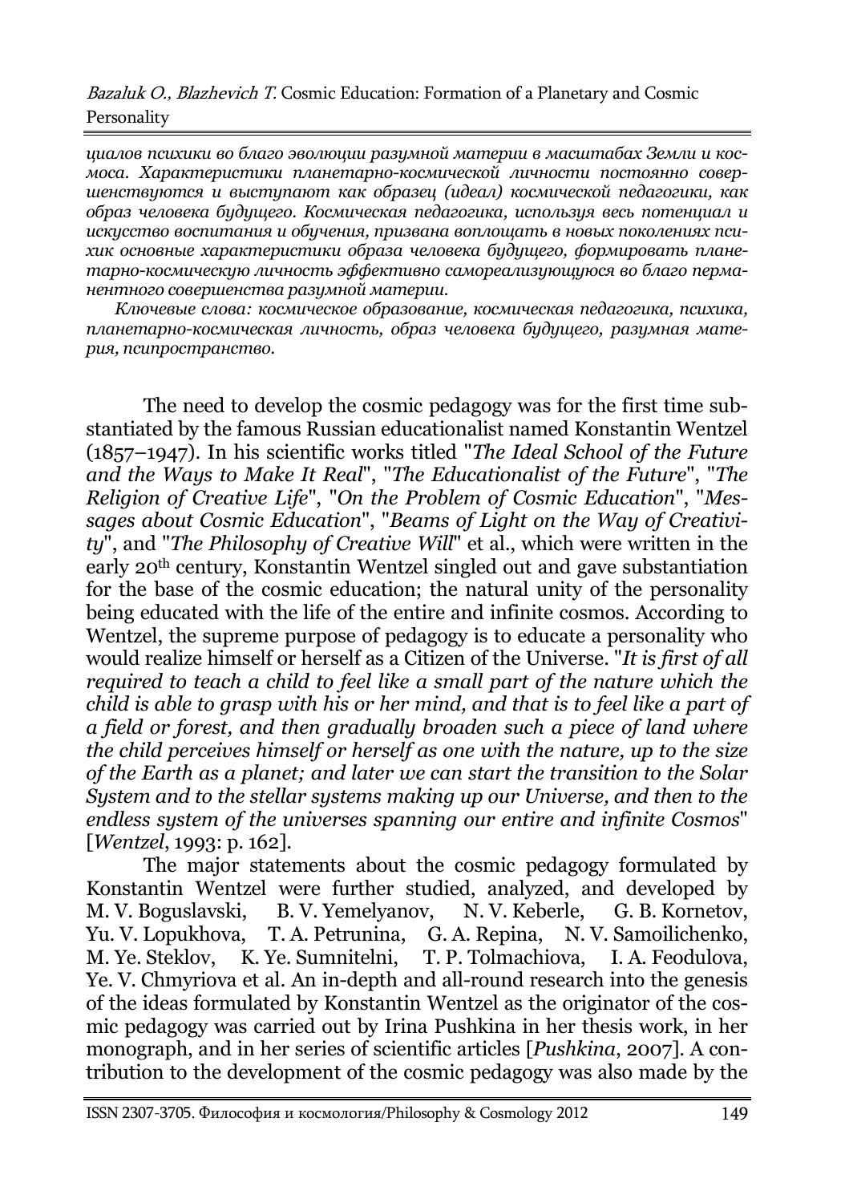*циалов психики во благо эволюции разумной материи в масштабах Земли и космоса. Характеристики планетарно-космической личности постоянно совершенствуются и выступают как образец (идеал) космической педагогики, как образ человека будущего. Космическая педагогика, используя весь потенциал и искусство воспитания и обучения, призвана воплощать в новых поколениях психик основные характеристики образа человека будущего, формировать планетарно-космическую личность эффективно самореализующуюся во благо перманентного совершенства разумной материи.*

*Ключевые слова: космическое образование, космическая педагогика, психика, планетарно-космическая личность, образ человека будущего, разумная материя, псипространство.*

The need to develop the cosmic pedagogy was for the first time substantiated by the famous Russian educationalist named Konstantin Wentzel (1857–1947). In his scientific works titled "*The Ideal School of the Future and the Ways to Make It Real*", "*The Educationalist of the Future*", "*The Religion of Creative Life*", "*On the Problem of Cosmic Education*", "*Messages about Cosmic Education*", "*Beams of Light on the Way of Creativity*", and "*The Philosophy of Creative Will*" et al., which were written in the early 20th century, Konstantin Wentzel singled out and gave substantiation for the base of the cosmic education; the natural unity of the personality being educated with the life of the entire and infinite cosmos. According to Wentzel, the supreme purpose of pedagogy is to educate a personality who would realize himself or herself as a Citizen of the Universe. "*It is first of all required to teach a child to feel like a small part of the nature which the child is able to grasp with his or her mind, and that is to feel like a part of a field or forest, and then gradually broaden such a piece of land where the child perceives himself or herself as one with the nature, up to the size of the Earth as a planet; and later we can start the transition to the Solar System and to the stellar systems making up our Universe, and then to the endless system of the universes spanning our entire and infinite Cosmos*" [*Wentzel*, 1993: p. 162].

The major statements about the cosmic pedagogy formulated by Konstantin Wentzel were further studied, analyzed, and developed by M. V. Boguslavski, B. V. Yemelyanov, N. V. Keberle, G. B. Kornetov, Yu. V. Lopukhova, T. A. Petrunina, G. A. Repina, N. V. Samoilichenko, M. Ye. Steklov, K. Ye. Sumnitelni, T. P. Tolmachiova, I. A. Feodulova, Ye. V. Chmyriova et al. An in-depth and all-round research into the genesis of the ideas formulated by Konstantin Wentzel as the originator of the cosmic pedagogy was carried out by Irina Pushkina in her thesis work, in her monograph, and in her series of scientific articles [*Pushkina*, 2007]. A contribution to the development of the cosmic pedagogy was also made by the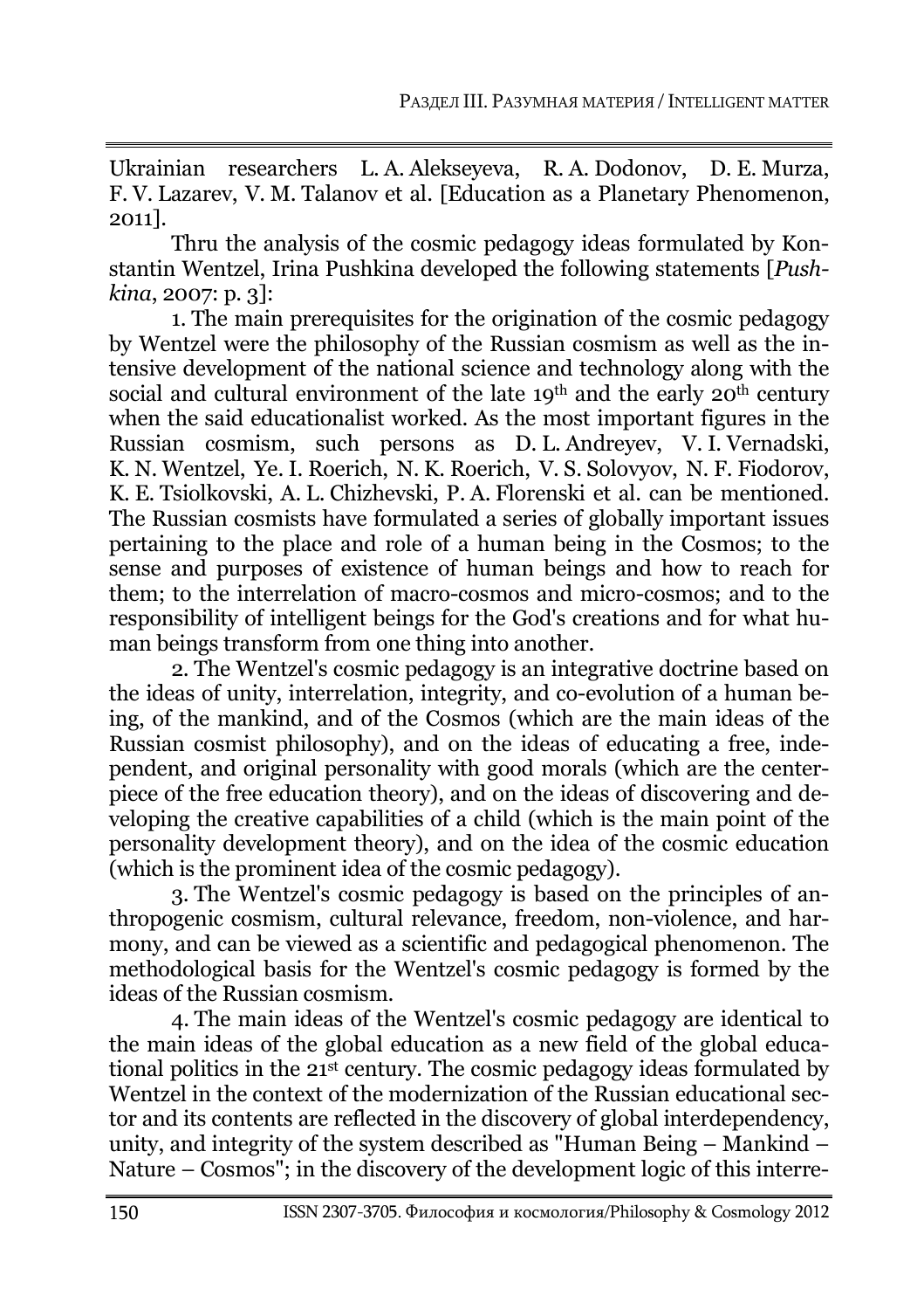Ukrainian researchers L. A. Alekseyeva, R. A. Dodonov, D. E. Murza, F. V. Lazarev, V. M. Talanov et al. [Education as a Planetary Phenomenon, 2011].

Thru the analysis of the cosmic pedagogy ideas formulated by Konstantin Wentzel, Irina Pushkina developed the following statements [*Pushkina*, 2007: p. 3]:

1. The main prerequisites for the origination of the cosmic pedagogy by Wentzel were the philosophy of the Russian cosmism as well as the intensive development of the national science and technology along with the social and cultural environment of the late 19th and the early 20th century when the said educationalist worked. As the most important figures in the Russian cosmism, such persons as D. L. Andreyev, V. I. Vernadski, K. N. Wentzel, Ye. I. Roerich, N. K. Roerich, V. S. Solovyov, N. F. Fiodorov, K. E. Tsiolkovski, A. L. Chizhevski, P. A. Florenski et al. can be mentioned. The Russian cosmists have formulated a series of globally important issues pertaining to the place and role of a human being in the Cosmos; to the sense and purposes of existence of human beings and how to reach for them; to the interrelation of macro-cosmos and micro-cosmos; and to the responsibility of intelligent beings for the God's creations and for what human beings transform from one thing into another.

2. The Wentzel's cosmic pedagogy is an integrative doctrine based on the ideas of unity, interrelation, integrity, and co-evolution of a human being, of the mankind, and of the Cosmos (which are the main ideas of the Russian cosmist philosophy), and on the ideas of educating a free, independent, and original personality with good morals (which are the centerpiece of the free education theory), and on the ideas of discovering and developing the creative capabilities of a child (which is the main point of the personality development theory), and on the idea of the cosmic education (which is the prominent idea of the cosmic pedagogy).

3. The Wentzel's cosmic pedagogy is based on the principles of anthropogenic cosmism, cultural relevance, freedom, non-violence, and harmony, and can be viewed as a scientific and pedagogical phenomenon. The methodological basis for the Wentzel's cosmic pedagogy is formed by the ideas of the Russian cosmism.

4. The main ideas of the Wentzel's cosmic pedagogy are identical to the main ideas of the global education as a new field of the global educational politics in the 21st century. The cosmic pedagogy ideas formulated by Wentzel in the context of the modernization of the Russian educational sector and its contents are reflected in the discovery of global interdependency, unity, and integrity of the system described as "Human Being – Mankind – Nature – Cosmos"; in the discovery of the development logic of this interre-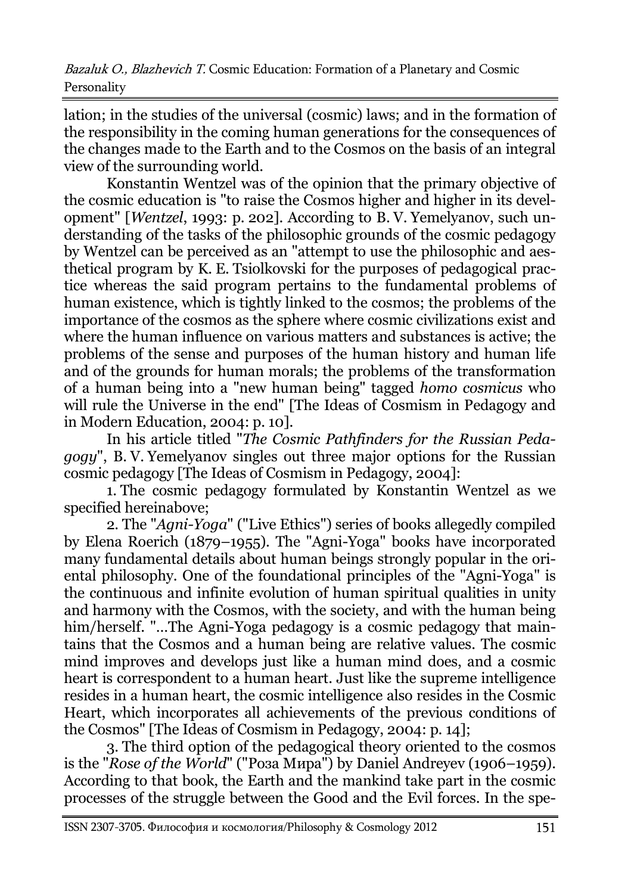lation; in the studies of the universal (cosmic) laws; and in the formation of the responsibility in the coming human generations for the consequences of the changes made to the Earth and to the Cosmos on the basis of an integral view of the surrounding world.

Konstantin Wentzel was of the opinion that the primary objective of the cosmic education is "to raise the Cosmos higher and higher in its development" [*Wentzel*, 1993: p. 202]. According to B. V. Yemelyanov, such understanding of the tasks of the philosophic grounds of the cosmic pedagogy by Wentzel can be perceived as an "attempt to use the philosophic and aesthetical program by K. E. Tsiolkovski for the purposes of pedagogical practice whereas the said program pertains to the fundamental problems of human existence, which is tightly linked to the cosmos; the problems of the importance of the cosmos as the sphere where cosmic civilizations exist and where the human influence on various matters and substances is active; the problems of the sense and purposes of the human history and human life and of the grounds for human morals; the problems of the transformation of a human being into a "new human being" tagged *homo cosmicus* who will rule the Universe in the end" [The Ideas of Cosmism in Pedagogy and in Modern Education, 2004: p. 10].

In his article titled "*The Cosmic Pathfinders for the Russian Pedagogy*", B. V. Yemelyanov singles out three major options for the Russian cosmic pedagogy [The Ideas of Cosmism in Pedagogy, 2004]:

1. The cosmic pedagogy formulated by Konstantin Wentzel as we specified hereinabove;

2. The "*Agni-Yoga*" ("Live Ethics") series of books allegedly compiled by Elena Roerich (1879–1955). The "Agni-Yoga" books have incorporated many fundamental details about human beings strongly popular in the oriental philosophy. One of the foundational principles of the "Agni-Yoga" is the continuous and infinite evolution of human spiritual qualities in unity and harmony with the Cosmos, with the society, and with the human being him/herself. "...The Agni-Yoga pedagogy is a cosmic pedagogy that maintains that the Cosmos and a human being are relative values. The cosmic mind improves and develops just like a human mind does, and a cosmic heart is correspondent to a human heart. Just like the supreme intelligence resides in a human heart, the cosmic intelligence also resides in the Cosmic Heart, which incorporates all achievements of the previous conditions of the Cosmos" [The Ideas of Cosmism in Pedagogy, 2004: p. 14];

3. The third option of the pedagogical theory oriented to the cosmos is the "*Rose of the World*" ("Роза Мира") by Daniel Andreyev (1906–1959). According to that book, the Earth and the mankind take part in the cosmic processes of the struggle between the Good and the Evil forces. In the spe-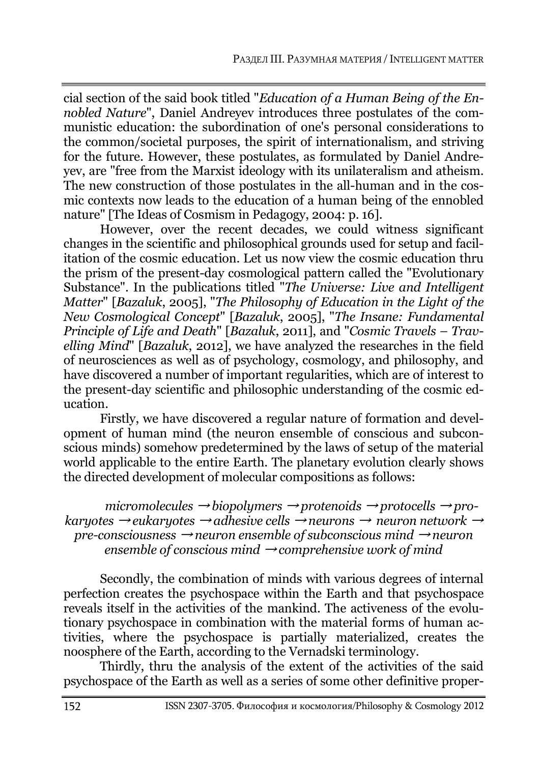cial section of the said book titled "*Education of a Human Being of the Ennobled Nature*", Daniel Andreyev introduces three postulates of the communistic education: the subordination of one's personal considerations to the common/societal purposes, the spirit of internationalism, and striving for the future. However, these postulates, as formulated by Daniel Andreyev, are "free from the Marxist ideology with its unilateralism and atheism. The new construction of those postulates in the all-human and in the cosmic contexts now leads to the education of a human being of the ennobled nature" [The Ideas of Cosmism in Pedagogy, 2004: p. 16].

However, over the recent decades, we could witness significant changes in the scientific and philosophical grounds used for setup and facilitation of the cosmic education. Let us now view the cosmic education thru the prism of the present-day cosmological pattern called the "Evolutionary Substance". In the publications titled "*The Universe: Live and Intelligent Matter*" [*Bazaluk*, 2005], "*The Philosophy of Education in the Light of the New Cosmological Concept*" [*Bazaluk*, 2005], "*The Insane: Fundamental Principle of Life and Death*" [*Bazaluk*, 2011], and "*Cosmic Travels – Travelling Mind*" [*Bazaluk*, 2012], we have analyzed the researches in the field of neurosciences as well as of psychology, cosmology, and philosophy, and have discovered a number of important regularities, which are of interest to the present-day scientific and philosophic understanding of the cosmic education.

Firstly, we have discovered a regular nature of formation and development of human mind (the neuron ensemble of conscious and subconscious minds) somehow predetermined by the laws of setup of the material world applicable to the entire Earth. The planetary evolution clearly shows the directed development of molecular compositions as follows:

*micromolecules → biopolymers → protenoids → protocells → prokaryotes → eukaryotes → adhesive cells → neurons → neuron network → pre-consciousness → neuron ensemble of subconscious mind → neuron ensemble of conscious mind → comprehensive work of mind*

Secondly, the combination of minds with various degrees of internal perfection creates the psychospace within the Earth and that psychospace reveals itself in the activities of the mankind. The activeness of the evolutionary psychospace in combination with the material forms of human activities, where the psychospace is partially materialized, creates the noosphere of the Earth, according to the Vernadski terminology.

Thirdly, thru the analysis of the extent of the activities of the said psychospace of the Earth as well as a series of some other definitive proper-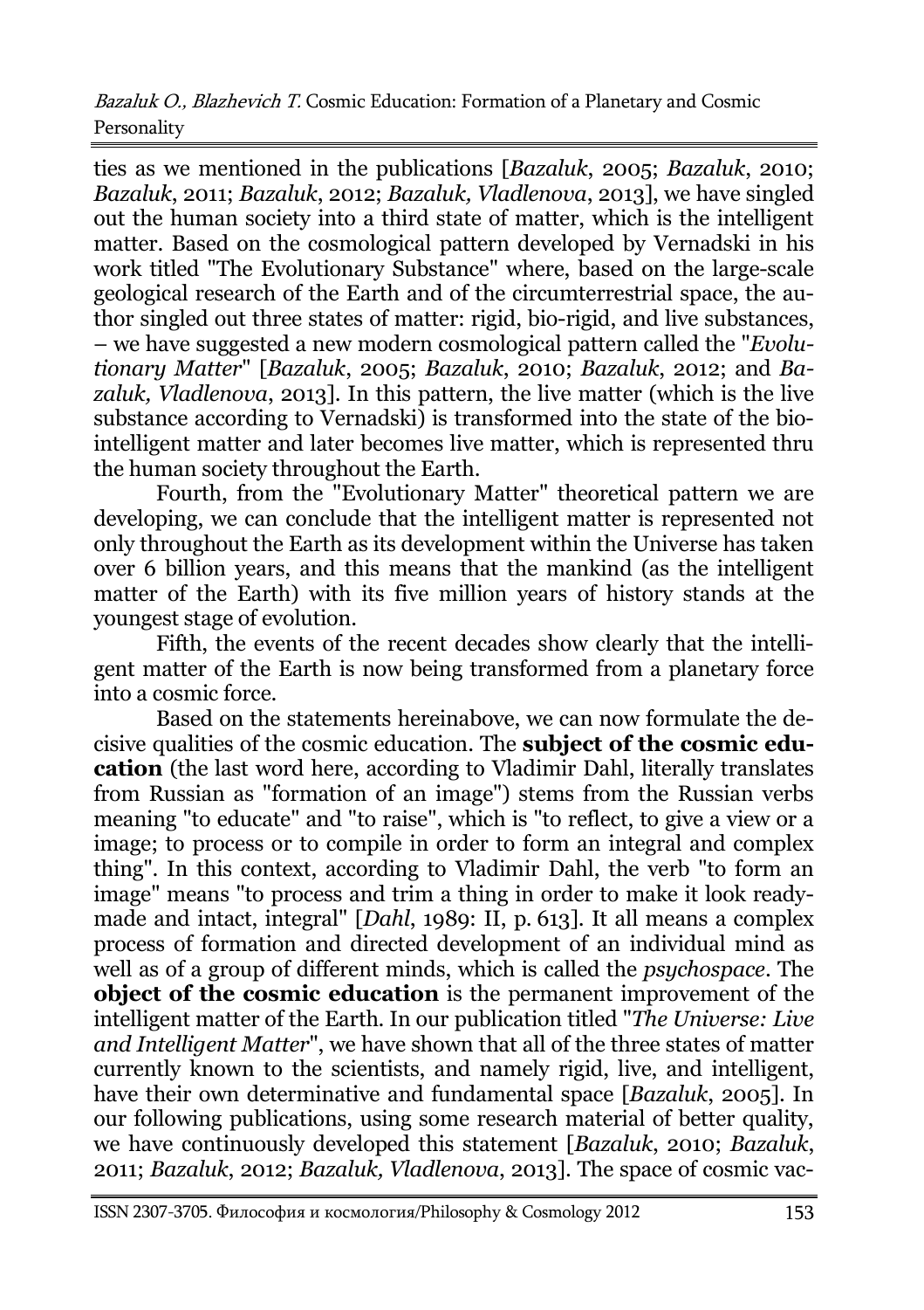ties as we mentioned in the publications [*Bazaluk*, 2005; *Bazaluk*, 2010; *Bazaluk*, 2011; *Bazaluk*, 2012; *Bazaluk, Vladlenova*, 2013], we have singled out the human society into a third state of matter, which is the intelligent matter. Based on the cosmological pattern developed by Vernadski in his work titled "The Evolutionary Substance" where, based on the large-scale geological research of the Earth and of the circumterrestrial space, the author singled out three states of matter: rigid, bio-rigid, and live substances, – we have suggested a new modern cosmological pattern called the "*Evolutionary Matter*" [*Bazaluk*, 2005; *Bazaluk*, 2010; *Bazaluk*, 2012; and *Bazaluk, Vladlenova*, 2013]. In this pattern, the live matter (which is the live substance according to Vernadski) is transformed into the state of the bio-intelligent matter and later becomes live matter, which is represented thru the human society throughout the Earth.

Fourth, from the "Evolutionary Matter" theoretical pattern we are developing, we can conclude that the intelligent matter is represented not only throughout the Earth as its development within the Universe has taken over 6 billion years, and this means that the mankind (as the intelligent matter of the Earth) with its five million years of history stands at the youngest stage of evolution.

Fifth, the events of the recent decades show clearly that the intelligent matter of the Earth is now being transformed from a planetary force into a cosmic force.

Based on the statements hereinabove, we can now formulate the decisive qualities of the cosmic education. The **subject of the cosmic education** (the last word here, according to Vladimir Dahl, literally translates from Russian as "formation of an image") stems from the Russian verbs meaning "to educate" and "to raise", which is "to reflect, to give a view or a image; to process or to compile in order to form an integral and complex thing". In this context, according to Vladimir Dahl, the verb "to form an image" means "to process and trim a thing in order to make it look ready-made and intact, integral" [*Dahl*, 1989: II, p. 613]. It all means a complex process of formation and directed development of an individual mind as well as of a group of different minds, which is called the *psychospace*. The **object of the cosmic education** is the permanent improvement of the intelligent matter of the Earth. In our publication titled "*The Universe: Live and Intelligent Matter*", we have shown that all of the three states of matter currently known to the scientists, and namely rigid, live, and intelligent, have their own determinative and fundamental space [*Bazaluk*, 2005]. In our following publications, using some research material of better quality, we have continuously developed this statement [*Bazaluk*, 2010; *Bazaluk*, 2011; *Bazaluk*, 2012; *Bazaluk, Vladlenova*, 2013]. The space of cosmic vac-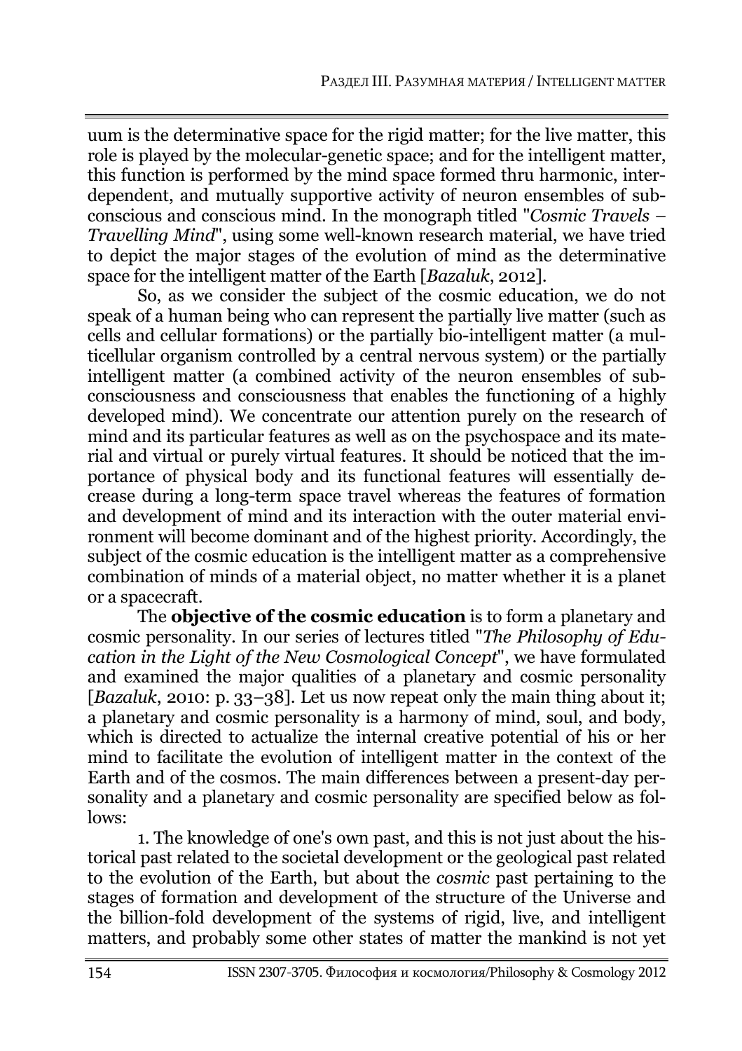uum is the determinative space for the rigid matter; for the live matter, this role is played by the molecular-genetic space; and for the intelligent matter, this function is performed by the mind space formed thru harmonic, interdependent, and mutually supportive activity of neuron ensembles of subconscious and conscious mind. In the monograph titled "*Cosmic Travels – Travelling Mind*", using some well-known research material, we have tried to depict the major stages of the evolution of mind as the determinative space for the intelligent matter of the Earth [*Bazaluk*, 2012].

So, as we consider the subject of the cosmic education, we do not speak of a human being who can represent the partially live matter (such as cells and cellular formations) or the partially bio-intelligent matter (a multicellular organism controlled by a central nervous system) or the partially intelligent matter (a combined activity of the neuron ensembles of subconsciousness and consciousness that enables the functioning of a highly developed mind). We concentrate our attention purely on the research of mind and its particular features as well as on the psychospace and its material and virtual or purely virtual features. It should be noticed that the importance of physical body and its functional features will essentially decrease during a long-term space travel whereas the features of formation and development of mind and its interaction with the outer material environment will become dominant and of the highest priority. Accordingly, the subject of the cosmic education is the intelligent matter as a comprehensive combination of minds of a material object, no matter whether it is a planet or a spacecraft.

The **objective of the cosmic education** is to form a planetary and cosmic personality. In our series of lectures titled "*The Philosophy of Education in the Light of the New Cosmological Concept*", we have formulated and examined the major qualities of a planetary and cosmic personality [*Bazaluk*, 2010: p. 33–38]. Let us now repeat only the main thing about it; a planetary and cosmic personality is a harmony of mind, soul, and body, which is directed to actualize the internal creative potential of his or her mind to facilitate the evolution of intelligent matter in the context of the Earth and of the cosmos. The main differences between a present-day personality and a planetary and cosmic personality are specified below as follows:

1. The knowledge of one's own past, and this is not just about the historical past related to the societal development or the geological past related to the evolution of the Earth, but about the *cosmic* past pertaining to the stages of formation and development of the structure of the Universe and the billion-fold development of the systems of rigid, live, and intelligent matters, and probably some other states of matter the mankind is not yet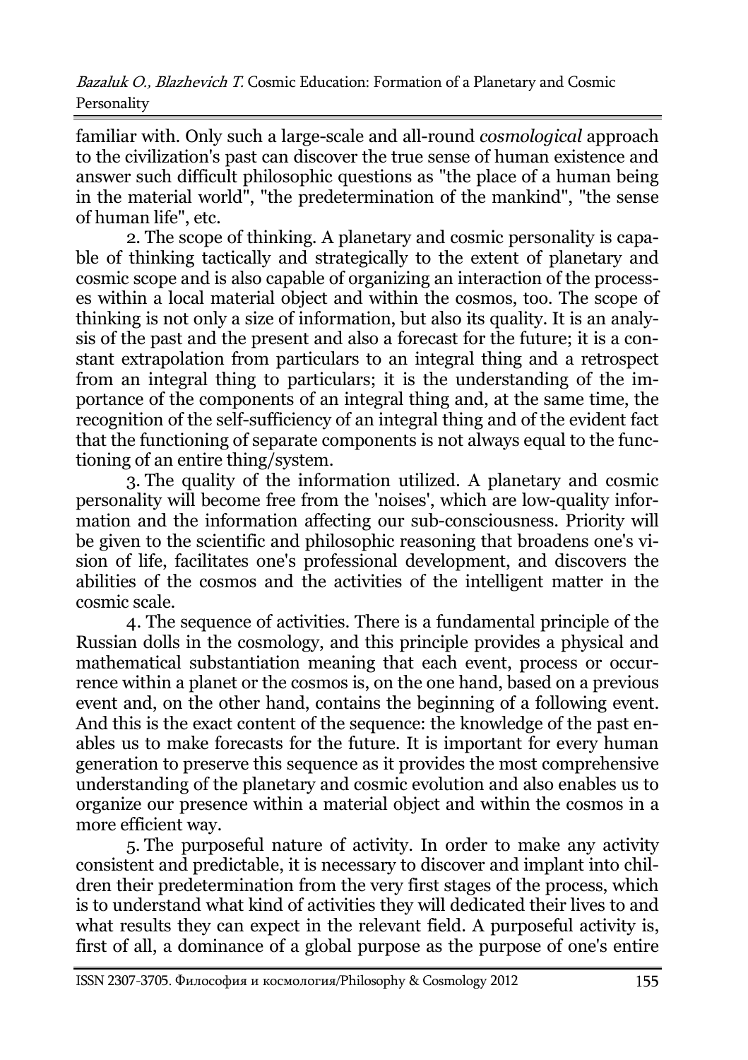familiar with. Only such a large-scale and all-round *cosmological* approach to the civilization's past can discover the true sense of human existence and answer such difficult philosophic questions as "the place of a human being in the material world", "the predetermination of the mankind", "the sense of human life", etc.

2. The scope of thinking. A planetary and cosmic personality is capable of thinking tactically and strategically to the extent of planetary and cosmic scope and is also capable of organizing an interaction of the processes within a local material object and within the cosmos, too. The scope of thinking is not only a size of information, but also its quality. It is an analysis of the past and the present and also a forecast for the future; it is a constant extrapolation from particulars to an integral thing and a retrospect from an integral thing to particulars; it is the understanding of the importance of the components of an integral thing and, at the same time, the recognition of the self-sufficiency of an integral thing and of the evident fact that the functioning of separate components is not always equal to the functioning of an entire thing/system.

3. The quality of the information utilized. A planetary and cosmic personality will become free from the 'noises', which are low-quality information and the information affecting our sub-consciousness. Priority will be given to the scientific and philosophic reasoning that broadens one's vision of life, facilitates one's professional development, and discovers the abilities of the cosmos and the activities of the intelligent matter in the cosmic scale.

4. The sequence of activities. There is a fundamental principle of the Russian dolls in the cosmology, and this principle provides a physical and mathematical substantiation meaning that each event, process or occurrence within a planet or the cosmos is, on the one hand, based on a previous event and, on the other hand, contains the beginning of a following event. And this is the exact content of the sequence: the knowledge of the past enables us to make forecasts for the future. It is important for every human generation to preserve this sequence as it provides the most comprehensive understanding of the planetary and cosmic evolution and also enables us to organize our presence within a material object and within the cosmos in a more efficient way.

5. The purposeful nature of activity. In order to make any activity consistent and predictable, it is necessary to discover and implant into children their predetermination from the very first stages of the process, which is to understand what kind of activities they will dedicated their lives to and what results they can expect in the relevant field. A purposeful activity is, first of all, a dominance of a global purpose as the purpose of one's entire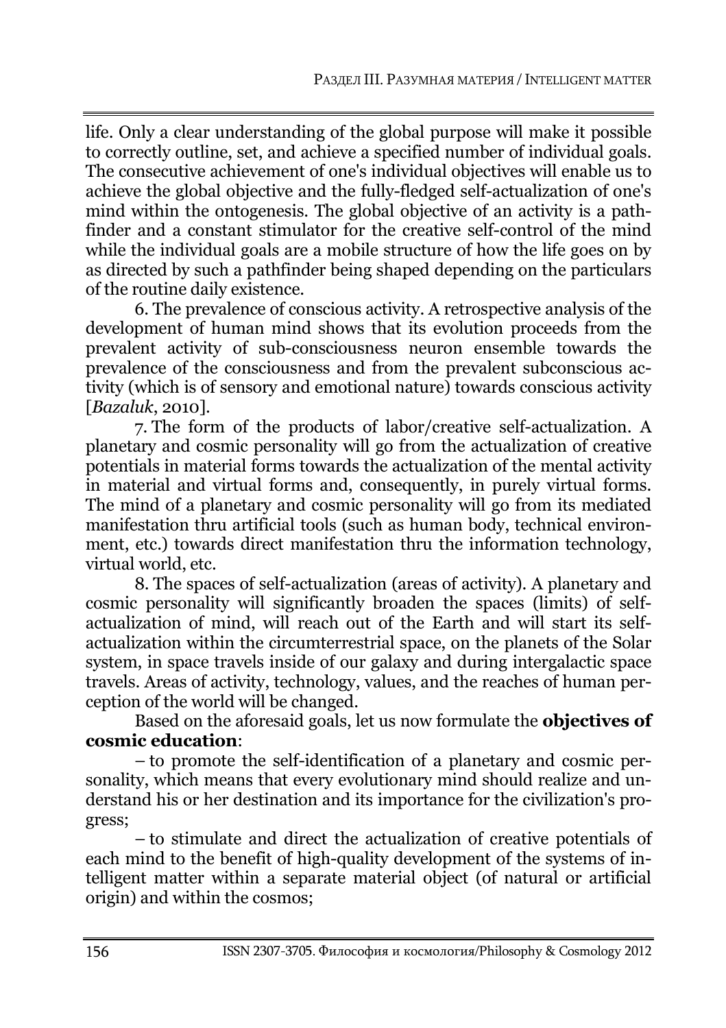life. Only a clear understanding of the global purpose will make it possible to correctly outline, set, and achieve a specified number of individual goals. The consecutive achievement of one's individual objectives will enable us to achieve the global objective and the fully-fledged self-actualization of one's mind within the ontogenesis. The global objective of an activity is a pathfinder and a constant stimulator for the creative self-control of the mind while the individual goals are a mobile structure of how the life goes on by as directed by such a pathfinder being shaped depending on the particulars of the routine daily existence.

6. The prevalence of conscious activity. A retrospective analysis of the development of human mind shows that its evolution proceeds from the prevalent activity of sub-consciousness neuron ensemble towards the prevalence of the consciousness and from the prevalent subconscious activity (which is of sensory and emotional nature) towards conscious activity [*Bazaluk*, 2010].

7. The form of the products of labor/creative self-actualization. A planetary and cosmic personality will go from the actualization of creative potentials in material forms towards the actualization of the mental activity in material and virtual forms and, consequently, in purely virtual forms. The mind of a planetary and cosmic personality will go from its mediated manifestation thru artificial tools (such as human body, technical environment, etc.) towards direct manifestation thru the information technology, virtual world, etc.

8. The spaces of self-actualization (areas of activity). A planetary and cosmic personality will significantly broaden the spaces (limits) of self-actualization of mind, will reach out of the Earth and will start its self-actualization within the circumterrestrial space, on the planets of the Solar system, in space travels inside of our galaxy and during intergalactic space travels. Areas of activity, technology, values, and the reaches of human perception of the world will be changed.

Based on the aforesaid goals, let us now formulate the **objectives of cosmic education**:

– to promote the self-identification of a planetary and cosmic personality, which means that every evolutionary mind should realize and understand his or her destination and its importance for the civilization's progress;

– to stimulate and direct the actualization of creative potentials of each mind to the benefit of high-quality development of the systems of intelligent matter within a separate material object (of natural or artificial origin) and within the cosmos;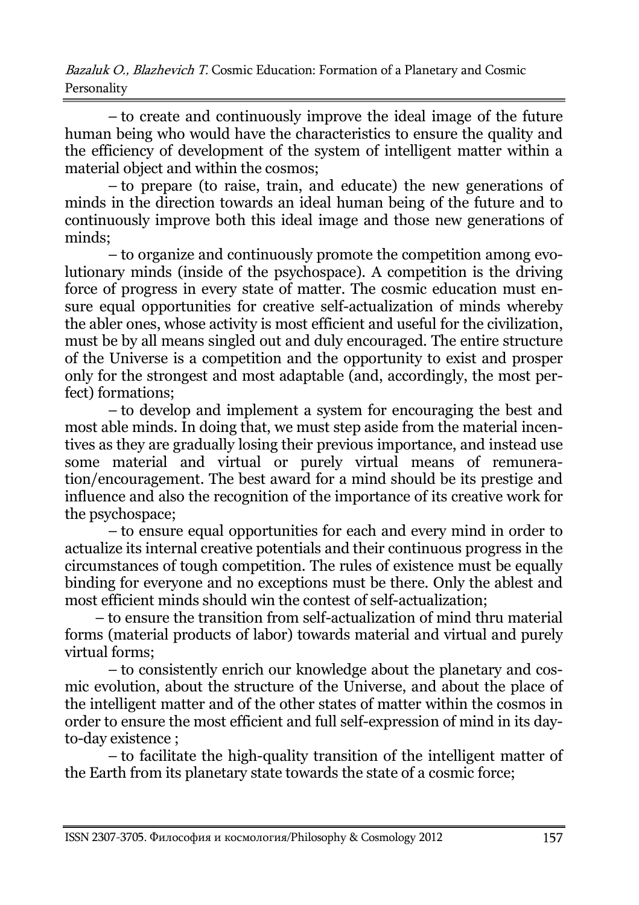– to create and continuously improve the ideal image of the future human being who would have the characteristics to ensure the quality and the efficiency of development of the system of intelligent matter within a material object and within the cosmos;

– to prepare (to raise, train, and educate) the new generations of minds in the direction towards an ideal human being of the future and to continuously improve both this ideal image and those new generations of minds;

– to organize and continuously promote the competition among evolutionary minds (inside of the psychospace). A competition is the driving force of progress in every state of matter. The cosmic education must ensure equal opportunities for creative self-actualization of minds whereby the abler ones, whose activity is most efficient and useful for the civilization, must be by all means singled out and duly encouraged. The entire structure of the Universe is a competition and the opportunity to exist and prosper only for the strongest and most adaptable (and, accordingly, the most perfect) formations;

– to develop and implement a system for encouraging the best and most able minds. In doing that, we must step aside from the material incentives as they are gradually losing their previous importance, and instead use some material and virtual or purely virtual means of remuneration/encouragement. The best award for a mind should be its prestige and influence and also the recognition of the importance of its creative work for the psychospace;

– to ensure equal opportunities for each and every mind in order to actualize its internal creative potentials and their continuous progress in the circumstances of tough competition. The rules of existence must be equally binding for everyone and no exceptions must be there. Only the ablest and most efficient minds should win the contest of self-actualization;

– to ensure the transition from self-actualization of mind thru material forms (material products of labor) towards material and virtual and purely virtual forms;

– to consistently enrich our knowledge about the planetary and cosmic evolution, about the structure of the Universe, and about the place of the intelligent matter and of the other states of matter within the cosmos in order to ensure the most efficient and full self-expression of mind in its day-to-day existence ;

– to facilitate the high-quality transition of the intelligent matter of the Earth from its planetary state towards the state of a cosmic force;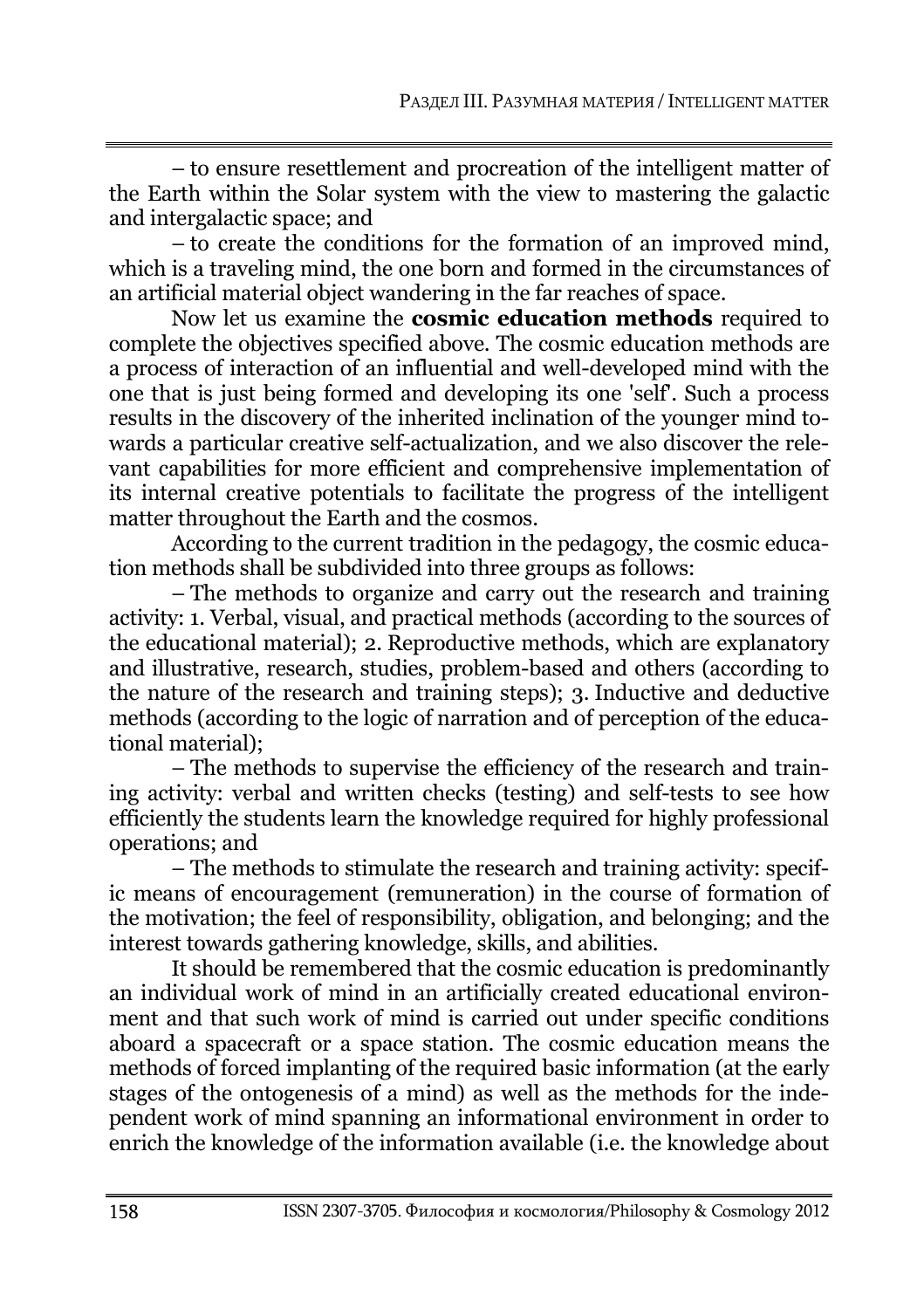– to ensure resettlement and procreation of the intelligent matter of the Earth within the Solar system with the view to mastering the galactic and intergalactic space; and

– to create the conditions for the formation of an improved mind, which is a traveling mind, the one born and formed in the circumstances of an artificial material object wandering in the far reaches of space.

Now let us examine the **cosmic education methods** required to complete the objectives specified above. The cosmic education methods are a process of interaction of an influential and well-developed mind with the one that is just being formed and developing its one 'self'. Such a process results in the discovery of the inherited inclination of the younger mind towards a particular creative self-actualization, and we also discover the relevant capabilities for more efficient and comprehensive implementation of its internal creative potentials to facilitate the progress of the intelligent matter throughout the Earth and the cosmos.

According to the current tradition in the pedagogy, the cosmic education methods shall be subdivided into three groups as follows:

– The methods to organize and carry out the research and training activity: 1. Verbal, visual, and practical methods (according to the sources of the educational material); 2. Reproductive methods, which are explanatory and illustrative, research, studies, problem-based and others (according to the nature of the research and training steps); 3. Inductive and deductive methods (according to the logic of narration and of perception of the educational material);

– The methods to supervise the efficiency of the research and training activity: verbal and written checks (testing) and self-tests to see how efficiently the students learn the knowledge required for highly professional operations; and

– The methods to stimulate the research and training activity: specific means of encouragement (remuneration) in the course of formation of the motivation; the feel of responsibility, obligation, and belonging; and the interest towards gathering knowledge, skills, and abilities.

It should be remembered that the cosmic education is predominantly an individual work of mind in an artificially created educational environment and that such work of mind is carried out under specific conditions aboard a spacecraft or a space station. The cosmic education means the methods of forced implanting of the required basic information (at the early stages of the ontogenesis of a mind) as well as the methods for the independent work of mind spanning an informational environment in order to enrich the knowledge of the information available (i.e. the knowledge about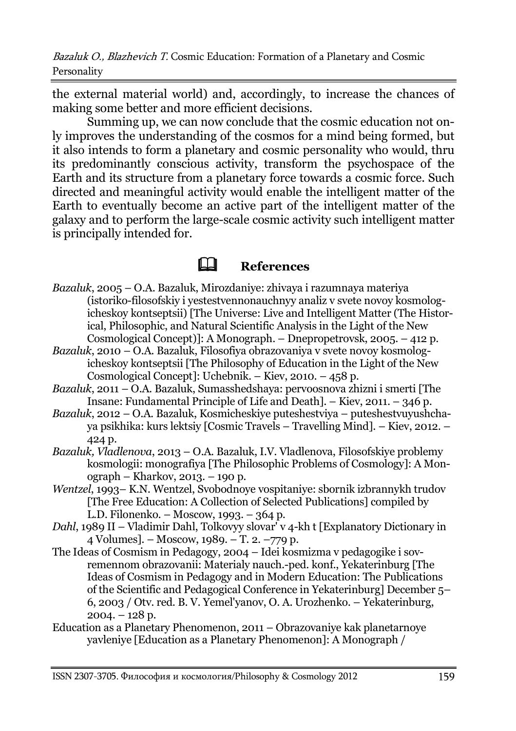the external material world) and, accordingly, to increase the chances of making some better and more efficient decisions.

Summing up, we can now conclude that the cosmic education not only improves the understanding of the cosmos for a mind being formed, but it also intends to form a planetary and cosmic personality who would, thru its predominantly conscious activity, transform the psychospace of the Earth and its structure from a planetary force towards a cosmic force. Such directed and meaningful activity would enable the intelligent matter of the Earth to eventually become an active part of the intelligent matter of the galaxy and to perform the large-scale cosmic activity such intelligent matter is principally intended for.

## References

*Bazaluk*, 2005 – O.A. Bazaluk, Mirozdaniye: zhivaya i razumnaya materiya (istoriko-filosofskiy i yestestvennonauchnyy analiz v svete novoy kosmologicheskoy kontseptsii) [The Universe: Live and Intelligent Matter (The Historical, Philosophic, and Natural Scientific Analysis in the Light of the New Cosmological Concept)]: A Monograph. – Dnepropetrovsk, 2005. – 412 p.

*Bazaluk*, 2010 – O.A. Bazaluk, Filosofiya obrazovaniya v svete novoy kosmologicheskoy kontseptsii [The Philosophy of Education in the Light of the New Cosmological Concept]: Uchebnik. – Kiev, 2010. – 458 p.

*Bazaluk*, 2011 – O.A. Bazaluk, Sumasshedshaya: pervoosnova zhizni i smerti [The Insane: Fundamental Principle of Life and Death]. – Kiev, 2011. – 346 p.

*Bazaluk*, 2012 – O.A. Bazaluk, Kosmicheskiye puteshestviya – puteshestvuyushchaya psikhika: kurs lektsiy [Cosmic Travels – Travelling Mind]. – Kiev, 2012. – 424 p.

*Bazaluk, Vladlenova*, 2013 – O.A. Bazaluk, I.V. Vladlenova, Filosofskiye problemy kosmologii: monografiya [The Philosophic Problems of Cosmology]: A Monograph – Kharkov, 2013. – 190 p.

*Wentzel*, 1993– K.N. Wentzel, Svobodnoye vospitaniye: sbornik izbrannykh trudov [The Free Education: A Collection of Selected Publications] compiled by L.D. Filonenko. – Moscow, 1993. – 364 p.

*Dahl*, 1989 II – Vladimir Dahl, Tolkovyy slovar' v 4-kh t [Explanatory Dictionary in 4 Volumes]. – Moscow, 1989. – T. 2. –779 p.

The Ideas of Cosmism in Pedagogy, 2004 – Idei kosmizma v pedagogike i sovremennom obrazovanii: Materialy nauch.-ped. konf., Yekaterinburg [The Ideas of Cosmism in Pedagogy and in Modern Education: The Publications of the Scientific and Pedagogical Conference in Yekaterinburg] December 5–6, 2003 / Otv. red. B. V. Yemel'yanov, O. A. Urozhenko. – Yekaterinburg, 2004. – 128 p.

Education as a Planetary Phenomenon, 2011 – Obrazovaniye kak planetarnoye yavleniye [Education as a Planetary Phenomenon]: A Monograph /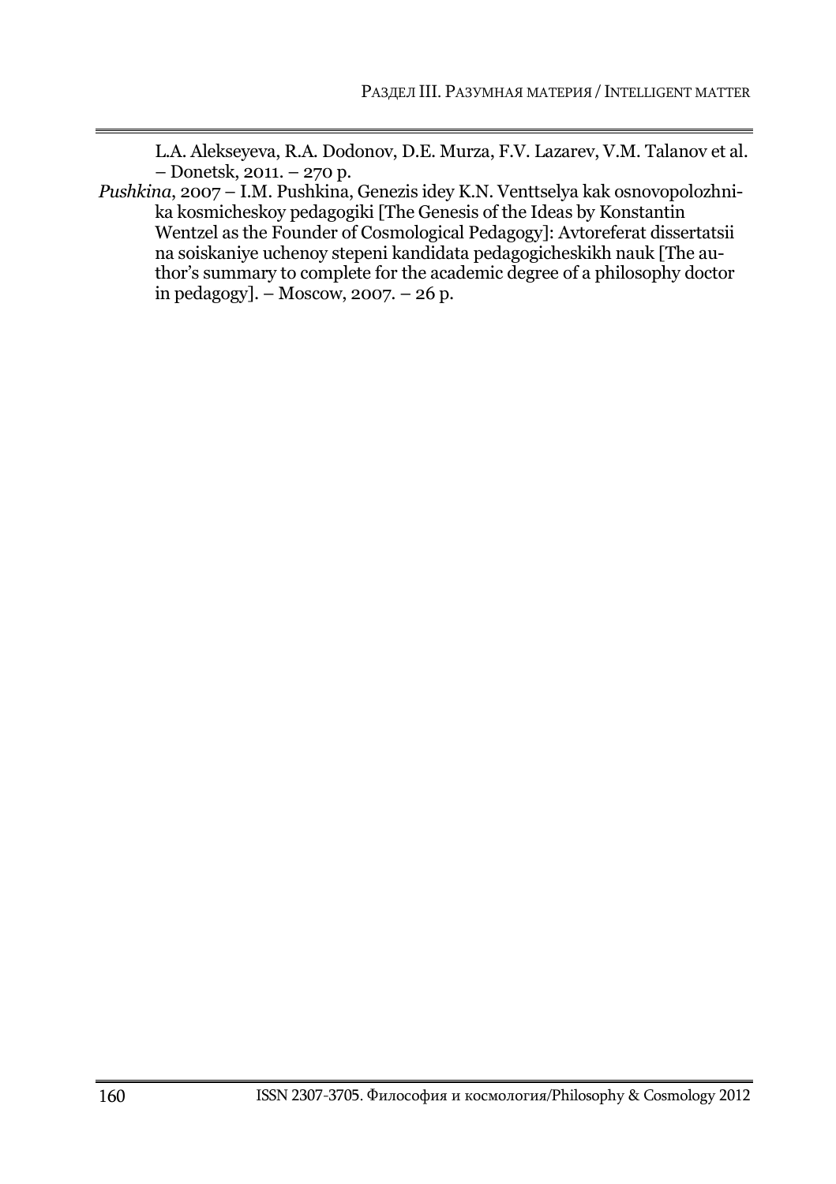L.A. Alekseyeva, R.A. Dodonov, D.E. Murza, F.V. Lazarev, V.M. Talanov et al. – Donetsk, 2011. – 270 p.

*Pushkina*, 2007 – I.M. Pushkina, Genezis idey K.N. Venttselya kak osnovopolozhnika kosmicheskoy pedagogiki [The Genesis of the Ideas by Konstantin Wentzel as the Founder of Cosmological Pedagogy]: Avtoreferat dissertatsii na soiskaniye uchenoy stepeni kandidata pedagogicheskikh nauk [The author's summary to complete for the academic degree of a philosophy doctor in pedagogy]. – Moscow, 2007. – 26 p.